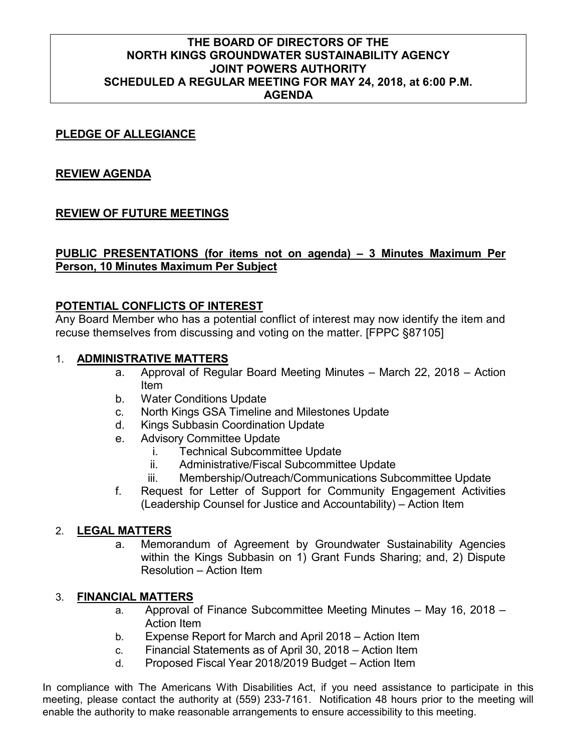# THE BOARD OF DIRECTORS OF THE NORTH KINGS GROUNDWATER SUSTAINABILITY AGENCY JOINT POWERS AUTHORITY SCHEDULED A REGULAR MEETING FOR MAY 24, 2018, at 6:00 P.M. AGENDA

## PLEDGE OF ALLEGIANCE

## REVIEW AGENDA

## REVIEW OF FUTURE MEETINGS

## PUBLIC PRESENTATIONS (for items not on agenda) – 3 Minutes Maximum Per Person, 10 Minutes Maximum Per Subject

## POTENTIAL CONFLICTS OF INTEREST

Any Board Member who has a potential conflict of interest may now identify the item and recuse themselves from discussing and voting on the matter. [FPPC §87105]

1. **ADMINISTRATIVE MATTERS**
   - a. Approval of Regular Board Meeting Minutes – March 22, 2018 – Action Item
   - b. Water Conditions Update
   - c. North Kings GSA Timeline and Milestones Update
   - d. Kings Subbasin Coordination Update
   - e. Advisory Committee Update
     - i. Technical Subcommittee Update
     - ii. Administrative/Fiscal Subcommittee Update
     - iii. Membership/Outreach/Communications Subcommittee Update
   - f. Request for Letter of Support for Community Engagement Activities (Leadership Counsel for Justice and Accountability) – Action Item

2. **LEGAL MATTERS**
   - a. Memorandum of Agreement by Groundwater Sustainability Agencies within the Kings Subbasin on 1) Grant Funds Sharing; and, 2) Dispute Resolution – Action Item

3. **FINANCIAL MATTERS**
   - a. Approval of Finance Subcommittee Meeting Minutes – May 16, 2018 – Action Item
   - b. Expense Report for March and April 2018 – Action Item
   - c. Financial Statements as of April 30, 2018 – Action Item
   - d. Proposed Fiscal Year 2018/2019 Budget – Action Item

In compliance with The Americans With Disabilities Act, if you need assistance to participate in this meeting, please contact the authority at (559) 233-7161. Notification 48 hours prior to the meeting will enable the authority to make reasonable arrangements to ensure accessibility to this meeting.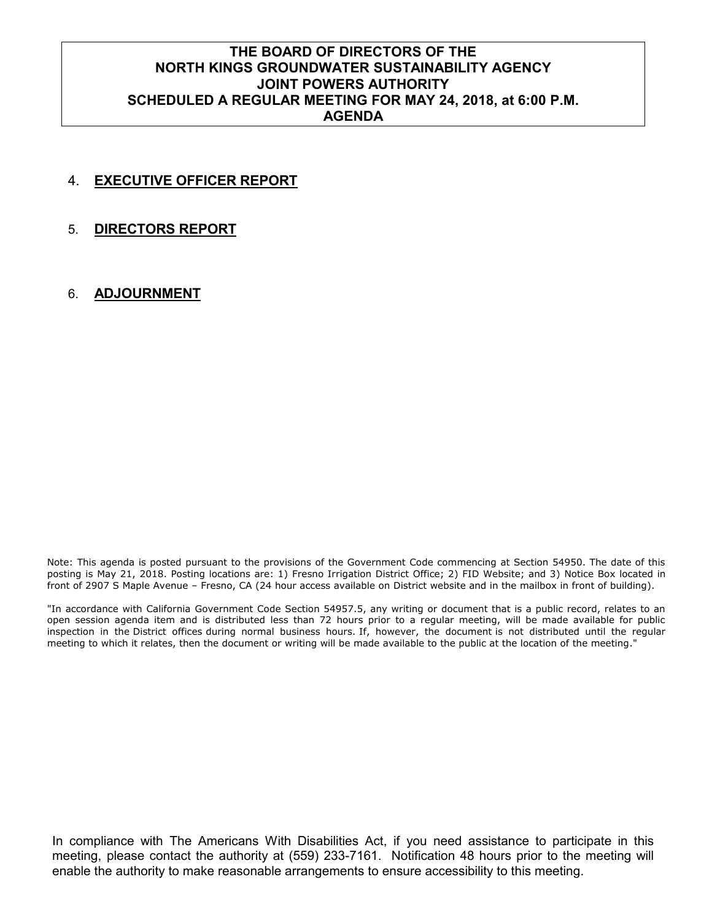**THE BOARD OF DIRECTORS OF THE**
**NORTH KINGS GROUNDWATER SUSTAINABILITY AGENCY**
**JOINT POWERS AUTHORITY**
**SCHEDULED A REGULAR MEETING FOR MAY 24, 2018, at 6:00 P.M.**
**AGENDA**

4. **EXECUTIVE OFFICER REPORT**

5. **DIRECTORS REPORT**

6. **ADJOURNMENT**

Note: This agenda is posted pursuant to the provisions of the Government Code commencing at Section 54950. The date of this posting is May 21, 2018. Posting locations are: 1) Fresno Irrigation District Office; 2) FID Website; and 3) Notice Box located in front of 2907 S Maple Avenue – Fresno, CA (24 hour access available on District website and in the mailbox in front of building).

"In accordance with California Government Code Section 54957.5, any writing or document that is a public record, relates to an open session agenda item and is distributed less than 72 hours prior to a regular meeting, will be made available for public inspection in the District offices during normal business hours. If, however, the document is not distributed until the regular meeting to which it relates, then the document or writing will be made available to the public at the location of the meeting."

In compliance with The Americans With Disabilities Act, if you need assistance to participate in this meeting, please contact the authority at (559) 233-7161. Notification 48 hours prior to the meeting will enable the authority to make reasonable arrangements to ensure accessibility to this meeting.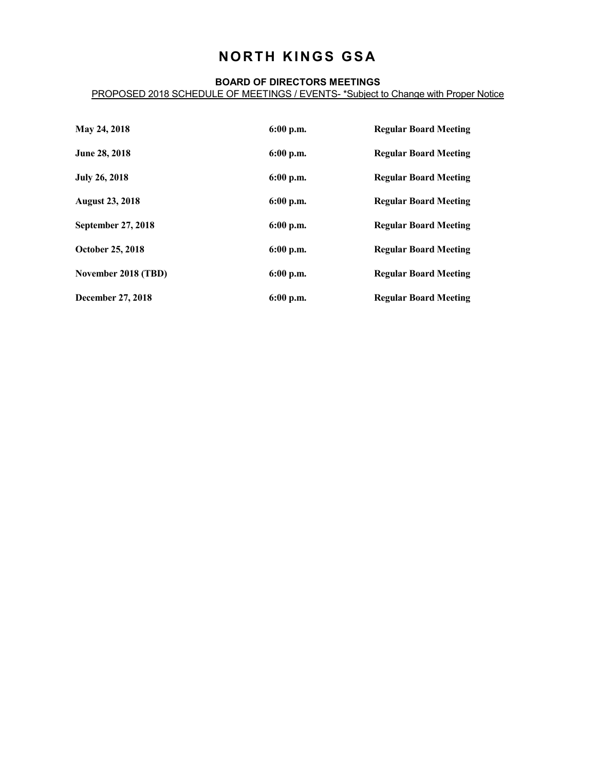# NORTH KINGS GSA

**BOARD OF DIRECTORS MEETINGS**

PROPOSED 2018 SCHEDULE OF MEETINGS / EVENTS- *Subject to Change with Proper Notice

| | | |
|---|---|---|
| **May 24, 2018** | **6:00 p.m.** | **Regular Board Meeting** |
| **June 28, 2018** | **6:00 p.m.** | **Regular Board Meeting** |
| **July 26, 2018** | **6:00 p.m.** | **Regular Board Meeting** |
| **August 23, 2018** | **6:00 p.m.** | **Regular Board Meeting** |
| **September 27, 2018** | **6:00 p.m.** | **Regular Board Meeting** |
| **October 25, 2018** | **6:00 p.m.** | **Regular Board Meeting** |
| **November 2018 (TBD)** | **6:00 p.m.** | **Regular Board Meeting** |
| **December 27, 2018** | **6:00 p.m.** | **Regular Board Meeting** |